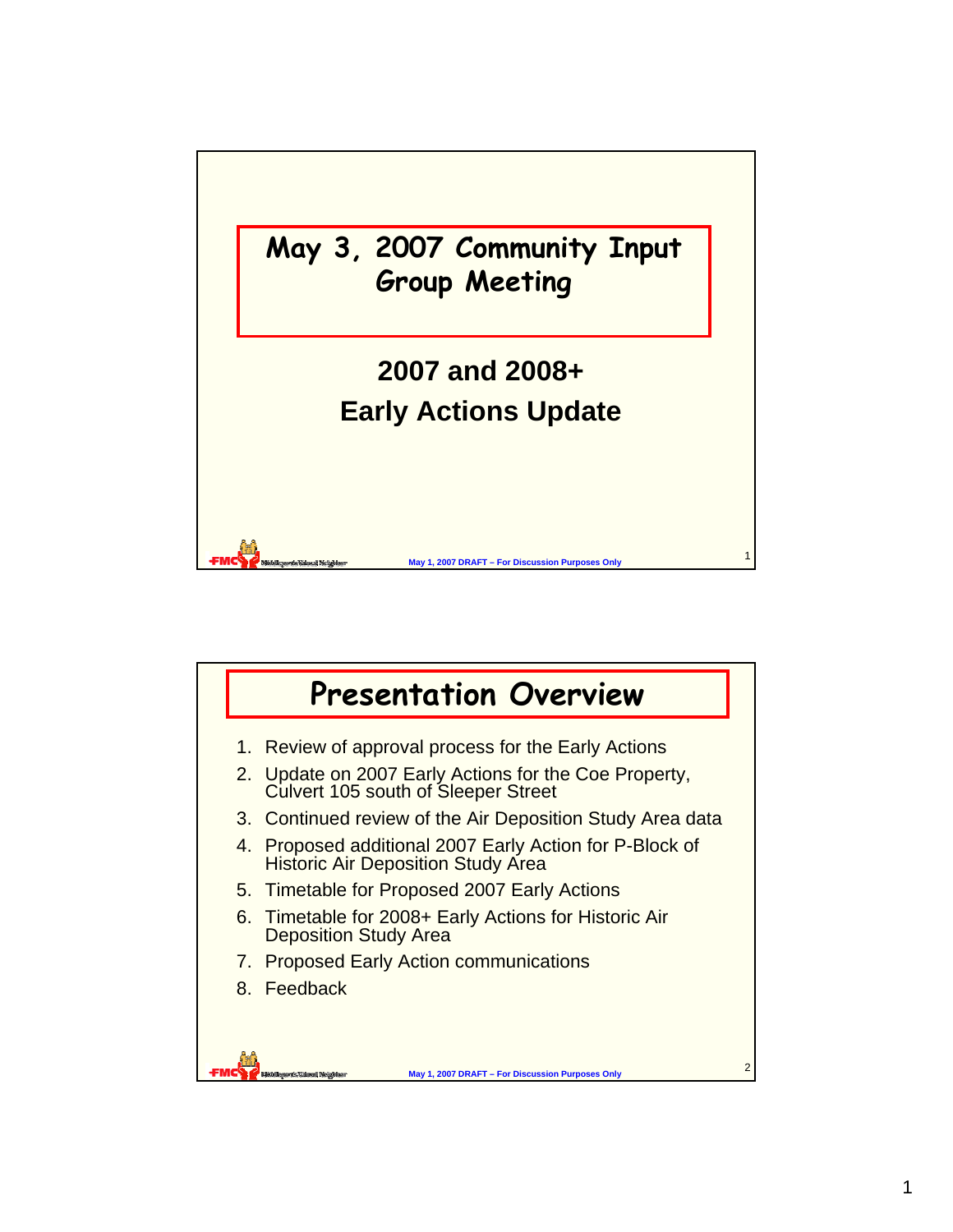# May 3, 2007 Community Input Group Meeting

## 2007 and 2008+ Early Actions Update

May 1, 2007 DRAFT – For Discussion Purposes Only

# Presentation Overview

1. Review of approval process for the Early Actions
2. Update on 2007 Early Actions for the Coe Property, Culvert 105 south of Sleeper Street
3. Continued review of the Air Deposition Study Area data
4. Proposed additional 2007 Early Action for P-Block of Historic Air Deposition Study Area
5. Timetable for Proposed 2007 Early Actions
6. Timetable for 2008+ Early Actions for Historic Air Deposition Study Area
7. Proposed Early Action communications
8. Feedback

May 1, 2007 DRAFT – For Discussion Purposes Only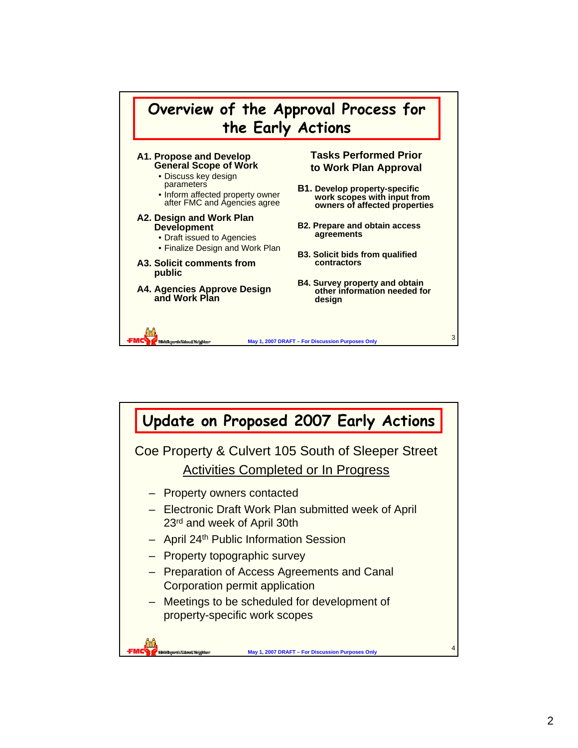# Overview of the Approval Process for the Early Actions

**A1. Propose and Develop General Scope of Work**
- Discuss key design parameters
- Inform affected property owner after FMC and Agencies agree

**A2. Design and Work Plan Development**
- Draft issued to Agencies
- Finalize Design and Work Plan

**A3. Solicit comments from public**

**A4. Agencies Approve Design and Work Plan**

**Tasks Performed Prior to Work Plan Approval**

**B1. Develop property-specific work scopes with input from owners of affected properties**

**B2. Prepare and obtain access agreements**

**B3. Solicit bids from qualified contractors**

**B4. Survey property and obtain other information needed for design**

May 1, 2007 DRAFT – For Discussion Purposes Only

# Update on Proposed 2007 Early Actions

Coe Property & Culvert 105 South of Sleeper Street

Activities Completed or In Progress

- Property owners contacted
- Electronic Draft Work Plan submitted week of April 23rd and week of April 30th
- April 24th Public Information Session
- Property topographic survey
- Preparation of Access Agreements and Canal Corporation permit application
- Meetings to be scheduled for development of property-specific work scopes

May 1, 2007 DRAFT – For Discussion Purposes Only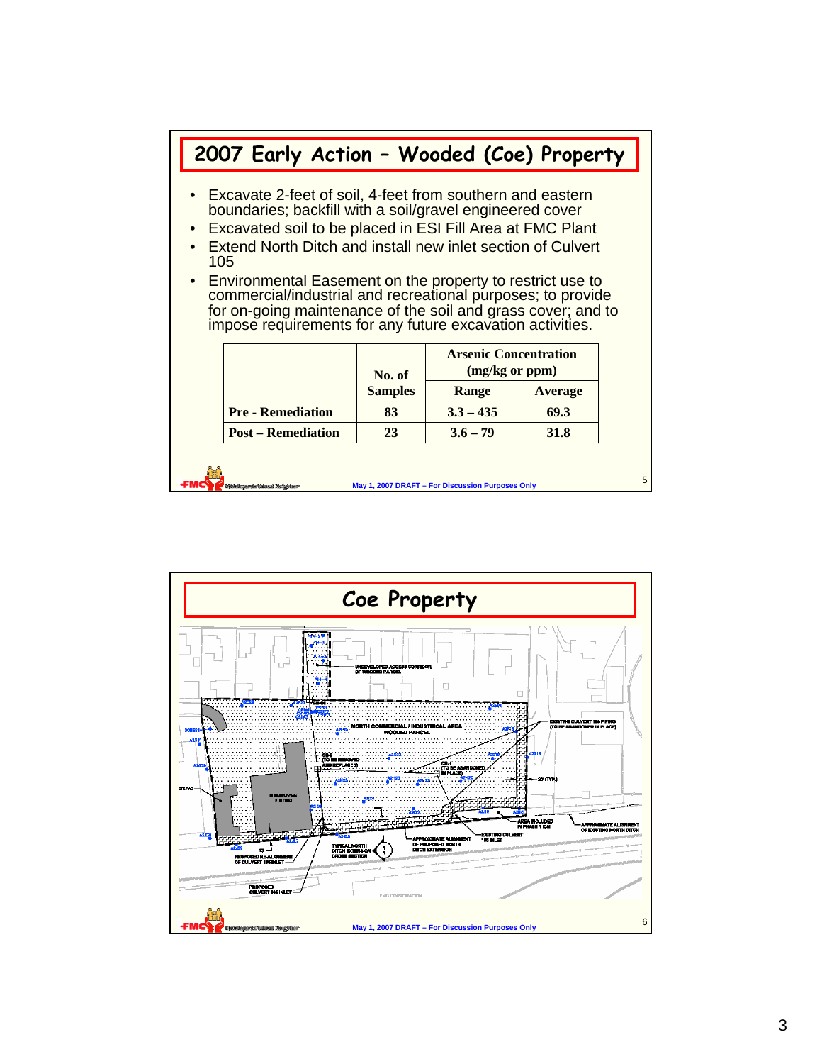## 2007 Early Action – Wooded (Coe) Property

- Excavate 2-feet of soil, 4-feet from southern and eastern boundaries; backfill with a soil/gravel engineered cover
- Excavated soil to be placed in ESI Fill Area at FMC Plant
- Extend North Ditch and install new inlet section of Culvert 105
- Environmental Easement on the property to restrict use to commercial/industrial and recreational purposes; to provide for on-going maintenance of the soil and grass cover; and to impose requirements for any future excavation activities.

| | No. of Samples | Arsenic Concentration (mg/kg or ppm) | |
|---|---|---|---|
| | | Range | Average |
| Pre - Remediation | 83 | 3.3 – 435 | 69.3 |
| Post – Remediation | 23 | 3.6 – 79 | 31.8 |

May 1, 2007 DRAFT – For Discussion Purposes Only

## Coe Property

UNDEVELOPED ACCESS CORRIDOR OF WOODED PARCEL

NORTH COMMERCIAL / INDUSTRIAL AREA WOODED PARCEL

EXISTING CULVERT 105 PIPING (TO BE ABANDONED IN PLACE)

CB-2 (TO BE REMOVED AND REPLACED)

CB-1 (TO BE ABANDONED IN PLACE)

20' (TYP.)

AREA INCLUDED IN PHASE 1 ICM

APPROXIMATE ALIGNMENT OF EXISTING NORTH DITCH

EXISTING CULVERT 105 INLET

APPROXIMATE ALIGNMENT OF PROPOSED NORTH DITCH EXTENSION

TYPICAL NORTH DITCH EXTENSION CROSS SECTION

PROPOSED RE-ALIGNMENT OF CULVERT 105 INLET

PROPOSED CULVERT 105 INLET

BURNED-DOWN BUILDING

FMC CORPORATION

May 1, 2007 DRAFT – For Discussion Purposes Only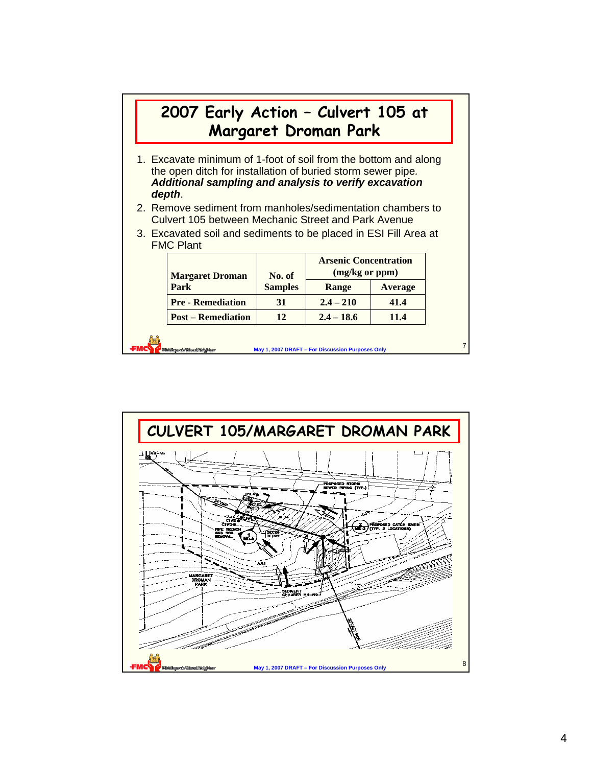# 2007 Early Action – Culvert 105 at Margaret Droman Park

1. Excavate minimum of 1-foot of soil from the bottom and along the open ditch for installation of buried storm sewer pipe. ***Additional sampling and analysis to verify excavation depth***.
2. Remove sediment from manholes/sedimentation chambers to Culvert 105 between Mechanic Street and Park Avenue
3. Excavated soil and sediments to be placed in ESI Fill Area at FMC Plant

| Margaret Droman Park | No. of Samples | Arsenic Concentration (mg/kg or ppm) | |
|---|---|---|---|
| | | Range | Average |
| Pre - Remediation | 31 | 2.4 – 210 | 41.4 |
| Post – Remediation | 12 | 2.4 – 18.6 | 11.4 |

May 1, 2007 DRAFT – For Discussion Purposes Only

# CULVERT 105/MARGARET DROMAN PARK

May 1, 2007 DRAFT – For Discussion Purposes Only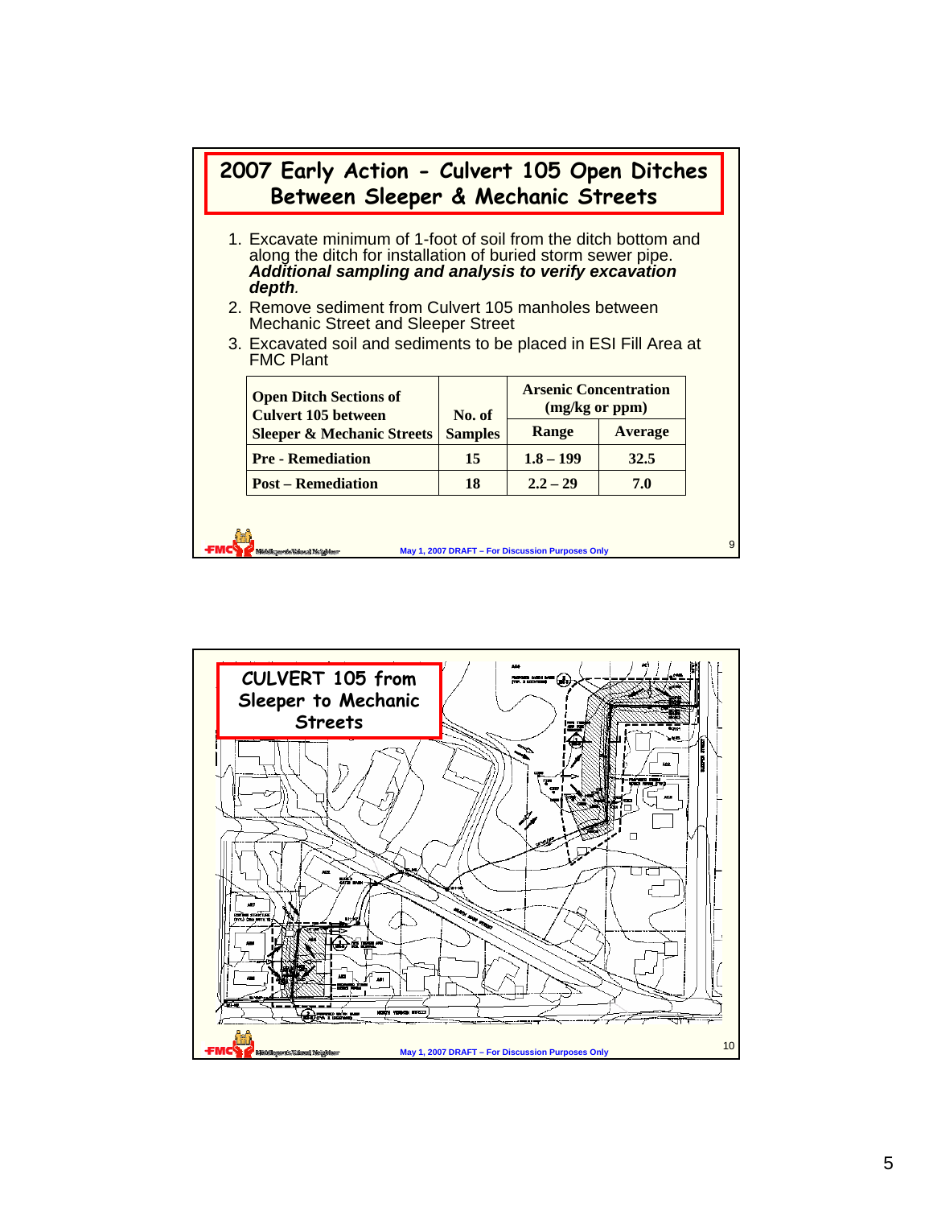# 2007 Early Action - Culvert 105 Open Ditches Between Sleeper & Mechanic Streets

1. Excavate minimum of 1-foot of soil from the ditch bottom and along the ditch for installation of buried storm sewer pipe. ***Additional sampling and analysis to verify excavation depth***.
2. Remove sediment from Culvert 105 manholes between Mechanic Street and Sleeper Street
3. Excavated soil and sediments to be placed in ESI Fill Area at FMC Plant

| Open Ditch Sections of Culvert 105 between Sleeper & Mechanic Streets | No. of Samples | Arsenic Concentration (mg/kg or ppm) | |
|---|---|---|---|
| | | Range | Average |
| Pre - Remediation | 15 | 1.8 – 199 | 32.5 |
| Post – Remediation | 18 | 2.2 – 29 | 7.0 |

May 1, 2007 DRAFT – For Discussion Purposes Only

# CULVERT 105 from Sleeper to Mechanic Streets

May 1, 2007 DRAFT – For Discussion Purposes Only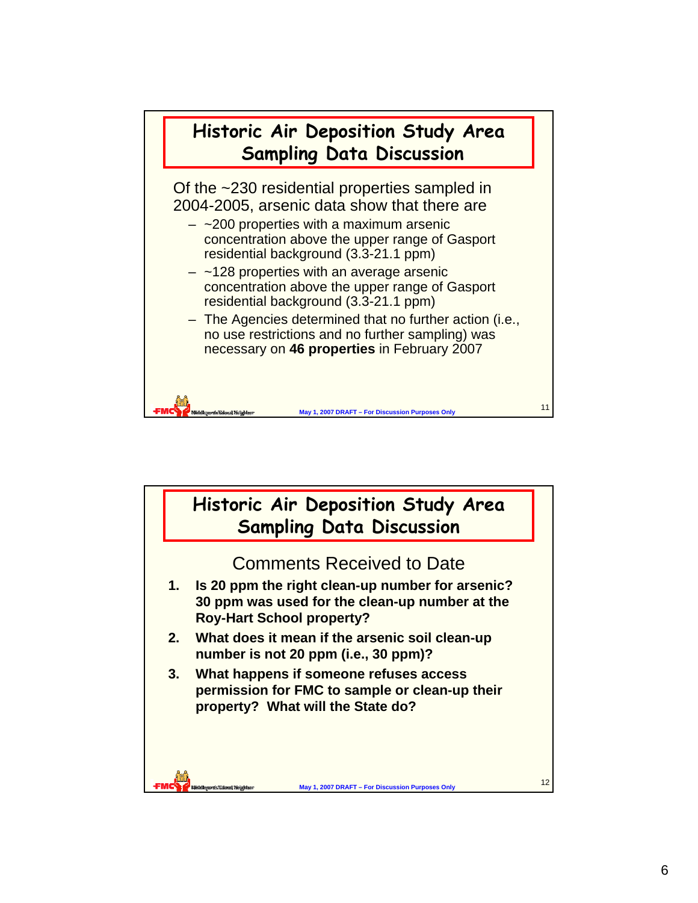## Historic Air Deposition Study Area Sampling Data Discussion

Of the ~230 residential properties sampled in 2004-2005, arsenic data show that there are

- ~200 properties with a maximum arsenic concentration above the upper range of Gasport residential background (3.3-21.1 ppm)
- ~128 properties with an average arsenic concentration above the upper range of Gasport residential background (3.3-21.1 ppm)
- The Agencies determined that no further action (i.e., no use restrictions and no further sampling) was necessary on **46 properties** in February 2007

May 1, 2007 DRAFT – For Discussion Purposes Only

## Historic Air Deposition Study Area Sampling Data Discussion

### Comments Received to Date

1. **Is 20 ppm the right clean-up number for arsenic? 30 ppm was used for the clean-up number at the Roy-Hart School property?**
2. **What does it mean if the arsenic soil clean-up number is not 20 ppm (i.e., 30 ppm)?**
3. **What happens if someone refuses access permission for FMC to sample or clean-up their property? What will the State do?**

May 1, 2007 DRAFT – For Discussion Purposes Only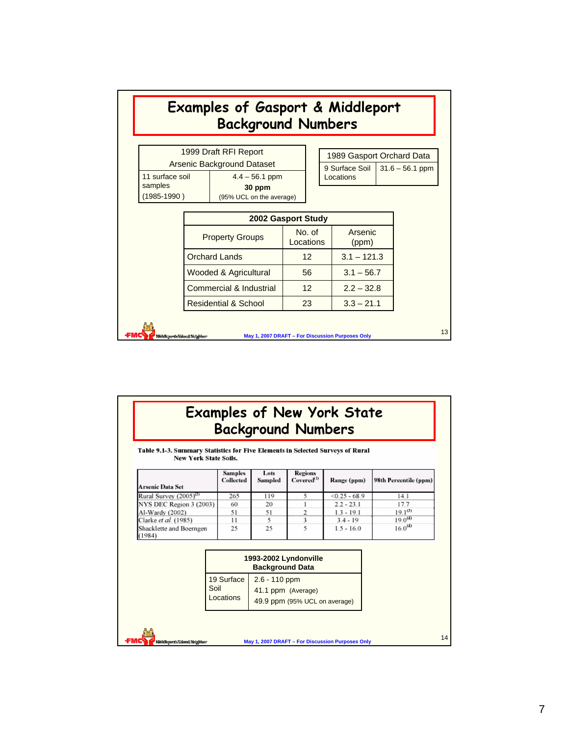# Examples of Gasport & Middleport Background Numbers

| 1999 Draft RFI Report Arsenic Background Dataset | |
|---|---|
| 11 surface soil samples (1985-1990 ) | 4.4 – 56.1 ppm **30 ppm** (95% UCL on the average) |

| 1989 Gasport Orchard Data | |
|---|---|
| 9 Surface Soil Locations | 31.6 – 56.1 ppm |

| 2002 Gasport Study | | |
|---|---|---|
| Property Groups | No. of Locations | Arsenic (ppm) |
| Orchard Lands | 12 | 3.1 – 121.3 |
| Wooded & Agricultural | 56 | 3.1 – 56.7 |
| Commercial & Industrial | 12 | 2.2 – 32.8 |
| Residential & School | 23 | 3.3 – 21.1 |

May 1, 2007 DRAFT – For Discussion Purposes Only

# Examples of New York State Background Numbers

**Table 9.1-3. Summary Statistics for Five Elements in Selected Surveys of Rural New York State Soils.**

| Arsenic Data Set | Samples Collected | Lots Sampled | Regions Covered[1] | Range (ppm) | 98th Percentile (ppm) |
|---|---|---|---|---|---|
| Rural Survey (2005)[2] | 265 | 119 | 5 | <0.25 - 68.9 | 14.1 |
| NYS DEC Region 3 (2003) | 60 | 20 | 1 | 2.2 - 23.1 | 17.7 |
| Al-Wardy (2002) | 51 | 51 | 2 | 1.3 - 19.1 | 19.1[3] |
| Clarke *et al.* (1985) | 11 | 5 | 3 | 3.4 - 19 | 19.0[4] |
| Shacklette and Boerngen (1984) | 25 | 25 | 5 | 1.5 - 16.0 | 16.0[4] |

| 1993-2002 Lyndonville Background Data | |
|---|---|
| 19 Surface Soil Locations | 2.6 - 110 ppm<br>41.1 ppm (Average)<br>49.9 ppm (95% UCL on average) |

May 1, 2007 DRAFT – For Discussion Purposes Only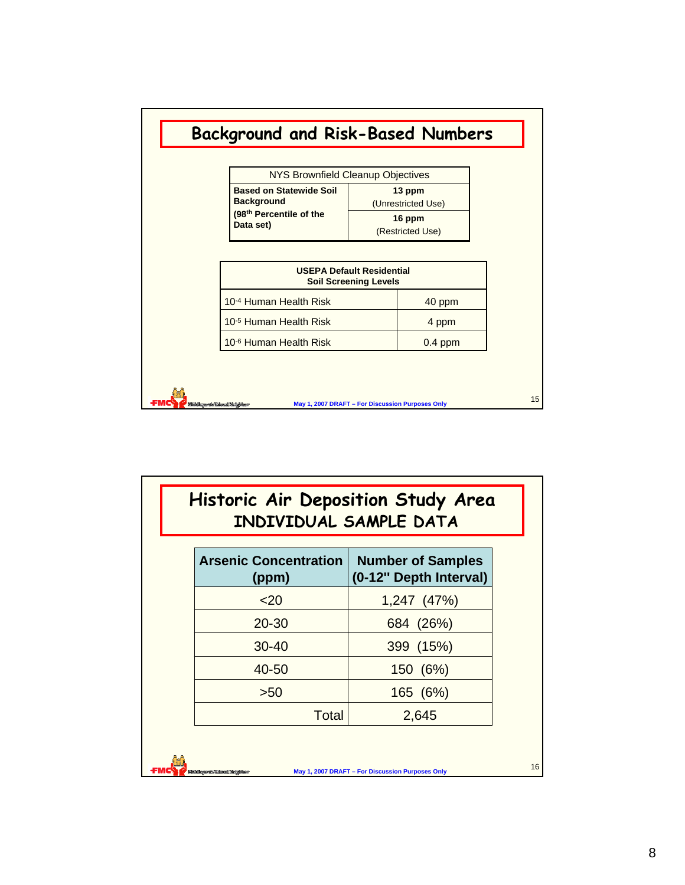## Background and Risk-Based Numbers

| NYS Brownfield Cleanup Objectives | |
|---|---|
| **Based on Statewide Soil Background (98th Percentile of the Data set)** | **13 ppm** (Unrestricted Use) |
| | **16 ppm** (Restricted Use) |

| **USEPA Default Residential Soil Screening Levels** | |
|---|---|
| $10^{-4}$ Human Health Risk | 40 ppm |
| $10^{-5}$ Human Health Risk | 4 ppm |
| $10^{-6}$ Human Health Risk | 0.4 ppm |

May 1, 2007 DRAFT – For Discussion Purposes Only

## Historic Air Deposition Study Area
### INDIVIDUAL SAMPLE DATA

| Arsenic Concentration (ppm) | Number of Samples (0-12" Depth Interval) |
|---|---|
| <20 | 1,247 (47%) |
| 20-30 | 684 (26%) |
| 30-40 | 399 (15%) |
| 40-50 | 150 (6%) |
| >50 | 165 (6%) |
| Total | 2,645 |

May 1, 2007 DRAFT – For Discussion Purposes Only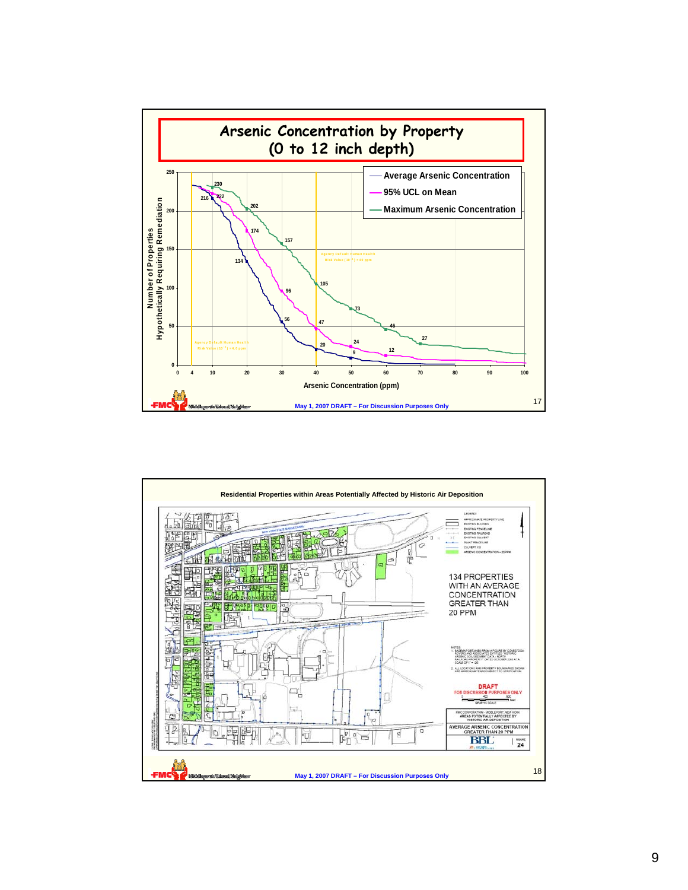# Arsenic Concentration by Property (0 to 12 inch depth)

Average Arsenic Concentration

95% UCL on Mean

Maximum Arsenic Concentration

Agency Default Human Health Risk Value ($10^{-4}$) = 40 ppm

Agency Default Human Health Risk Value ($10^{-5}$) = 4.0 ppm

Number of Properties Hypothetically Requiring Remediation

Arsenic Concentration (ppm)

May 1, 2007 DRAFT – For Discussion Purposes Only

---

**Residential Properties within Areas Potentially Affected by Historic Air Deposition**

134 PROPERTIES WITH AN AVERAGE CONCENTRATION GREATER THAN 20 PPM

DRAFT FOR DISCUSSION PURPOSES ONLY

FMC CORPORATION - MIDDLEPORT, NEW YORK
AREAS POTENTIALLY AFFECTED BY HISTORIC AIR DEPOSITION

AVERAGE ARSENIC CONCENTRATION GREATER THAN 20 PPM

FIGURE 24

May 1, 2007 DRAFT – For Discussion Purposes Only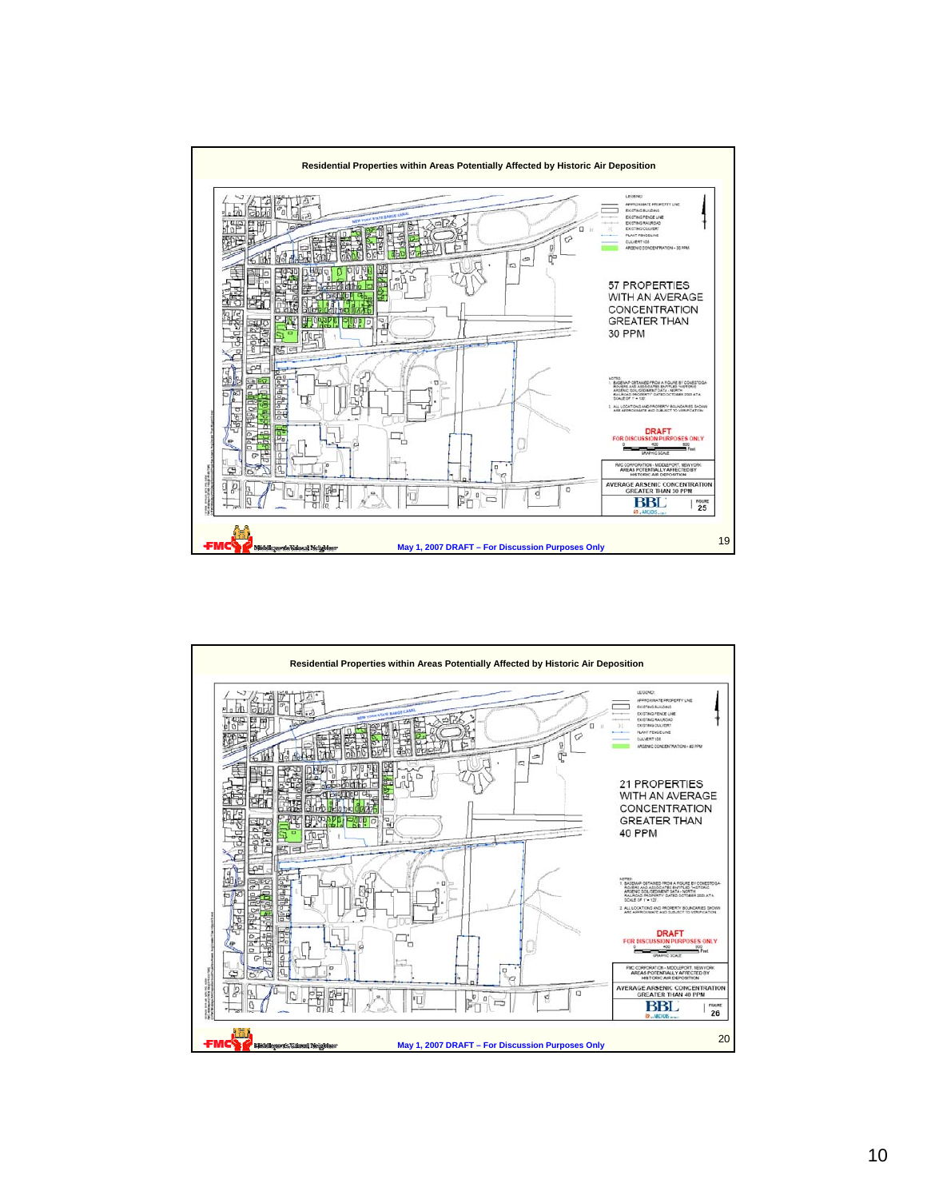## Residential Properties within Areas Potentially Affected by Historic Air Deposition

LEGEND:

- APPROXIMATE PROPERTY LINE
- EXISTING BUILDING
- EXISTING FENCE LINE
- EXISTING RAILROAD
- EXISTING CULVERT
- PLANT FENCELINE
- CULVERT 105
- ARSENIC CONCENTRATION > 30 PPM

57 PROPERTIES WITH AN AVERAGE CONCENTRATION GREATER THAN 30 PPM

NOTES:

1. BASEMAP OBTAINED FROM A FIGURE BY CONESTOGA-ROVERS AND ASSOCIATES ENTITLED "HISTORIC ARSENIC SOIL/SEDIMENT DATA - NORTH RAILROAD PROPERTY" DATED OCTOBER 2000 AT A SCALE OF 1" = 100'.
2. ALL LOCATIONS AND PROPERTY BOUNDARIES SHOWN ARE APPROXIMATE AND SUBJECT TO VERIFICATION.

DRAFT
FOR DISCUSSION PURPOSES ONLY

FMC CORPORATION - MIDDLEPORT, NEW YORK
AREAS POTENTIALLY AFFECTED BY HISTORIC AIR DEPOSITION

AVERAGE ARSENIC CONCENTRATION GREATER THAN 30 PPM

BBL — FIGURE 25

May 1, 2007 DRAFT – For Discussion Purposes Only

## Residential Properties within Areas Potentially Affected by Historic Air Deposition

LEGEND:

- APPROXIMATE PROPERTY LINE
- EXISTING BUILDING
- EXISTING FENCE LINE
- EXISTING RAILROAD
- EXISTING CULVERT
- PLANT FENCELINE
- CULVERT 105
- ARSENIC CONCENTRATION > 40 PPM

21 PROPERTIES WITH AN AVERAGE CONCENTRATION GREATER THAN 40 PPM

NOTES:

1. BASEMAP OBTAINED FROM A FIGURE BY CONESTOGA-ROVERS AND ASSOCIATES ENTITLED "HISTORIC ARSENIC SOIL/SEDIMENT DATA - NORTH RAILROAD PROPERTY" DATED OCTOBER 2000 AT A SCALE OF 1" = 100'.
2. ALL LOCATIONS AND PROPERTY BOUNDARIES SHOWN ARE APPROXIMATE AND SUBJECT TO VERIFICATION.

DRAFT
FOR DISCUSSION PURPOSES ONLY

FMC CORPORATION - MIDDLEPORT, NEW YORK
AREAS POTENTIALLY AFFECTED BY HISTORIC AIR DEPOSITION

AVERAGE ARSENIC CONCENTRATION GREATER THAN 40 PPM

BBL — FIGURE 26

May 1, 2007 DRAFT – For Discussion Purposes Only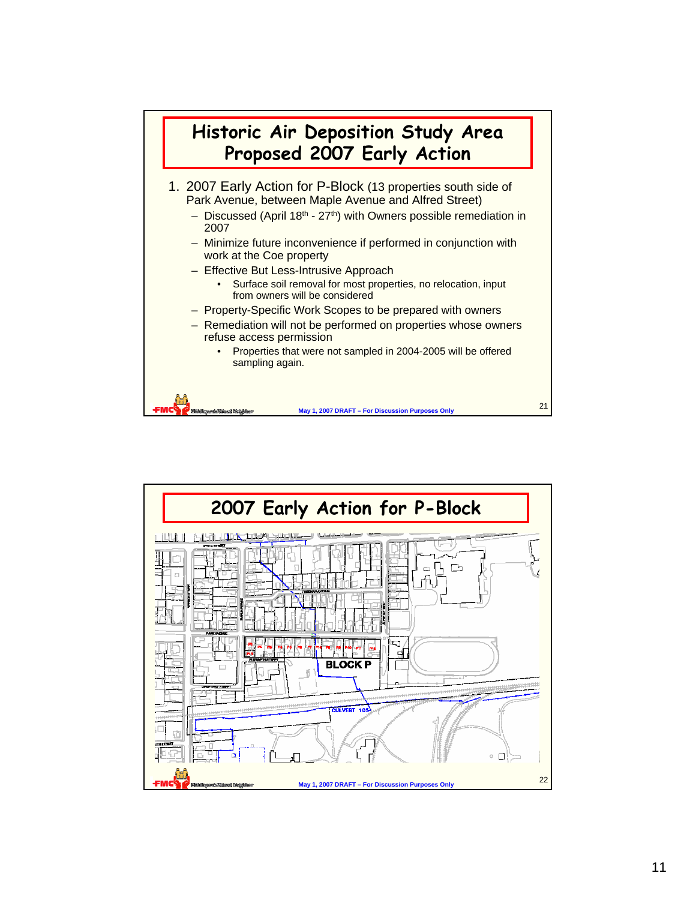# Historic Air Deposition Study Area Proposed 2007 Early Action

1. 2007 Early Action for P-Block (13 properties south side of Park Avenue, between Maple Avenue and Alfred Street)
   - Discussed (April 18th - 27th) with Owners possible remediation in 2007
   - Minimize future inconvenience if performed in conjunction with work at the Coe property
   - Effective But Less-Intrusive Approach
     - Surface soil removal for most properties, no relocation, input from owners will be considered
   - Property-Specific Work Scopes to be prepared with owners
   - Remediation will not be performed on properties whose owners refuse access permission
     - Properties that were not sampled in 2004-2005 will be offered sampling again.

May 1, 2007 DRAFT – For Discussion Purposes Only

# 2007 Early Action for P-Block

BLOCK P

CULVERT 105

May 1, 2007 DRAFT – For Discussion Purposes Only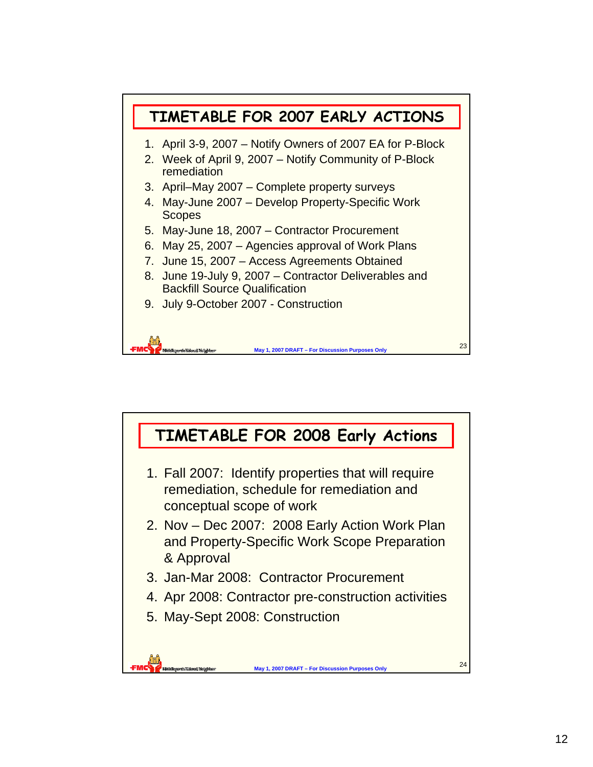## TIMETABLE FOR 2007 EARLY ACTIONS

1. April 3-9, 2007 – Notify Owners of 2007 EA for P-Block
2. Week of April 9, 2007 – Notify Community of P-Block remediation
3. April–May 2007 – Complete property surveys
4. May-June 2007 – Develop Property-Specific Work Scopes
5. May-June 18, 2007 – Contractor Procurement
6. May 25, 2007 – Agencies approval of Work Plans
7. June 15, 2007 – Access Agreements Obtained
8. June 19-July 9, 2007 – Contractor Deliverables and Backfill Source Qualification
9. July 9-October 2007 - Construction

May 1, 2007 DRAFT – For Discussion Purposes Only

## TIMETABLE FOR 2008 Early Actions

1. Fall 2007: Identify properties that will require remediation, schedule for remediation and conceptual scope of work
2. Nov – Dec 2007: 2008 Early Action Work Plan and Property-Specific Work Scope Preparation & Approval
3. Jan-Mar 2008: Contractor Procurement
4. Apr 2008: Contractor pre-construction activities
5. May-Sept 2008: Construction

May 1, 2007 DRAFT – For Discussion Purposes Only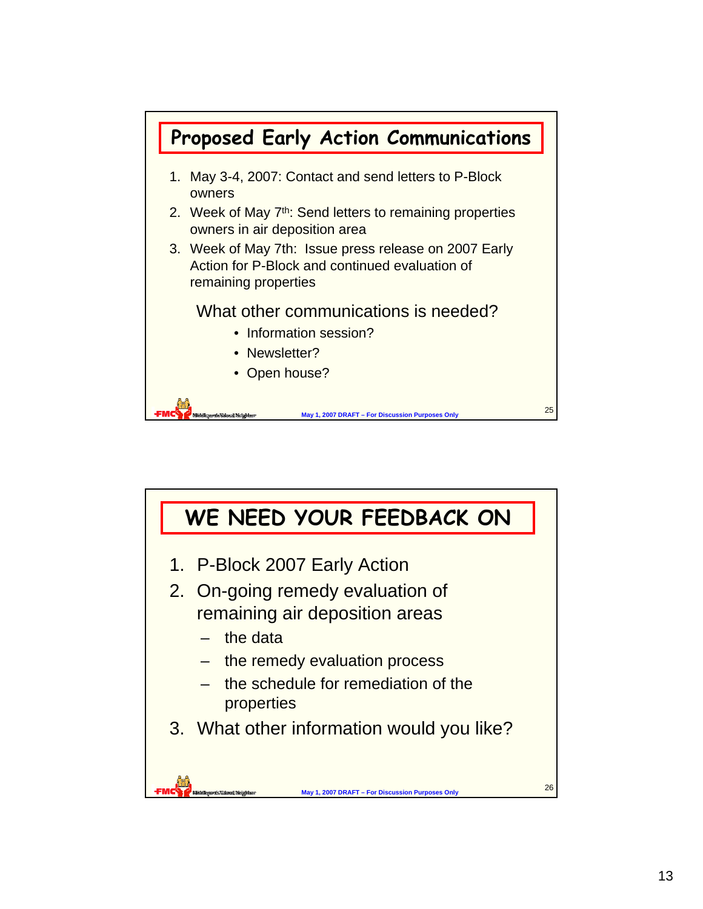## Proposed Early Action Communications

1. May 3-4, 2007: Contact and send letters to P-Block owners
2. Week of May 7th: Send letters to remaining properties owners in air deposition area
3. Week of May 7th: Issue press release on 2007 Early Action for P-Block and continued evaluation of remaining properties

What other communications is needed?

- Information session?
- Newsletter?
- Open house?

May 1, 2007 DRAFT – For Discussion Purposes Only

## WE NEED YOUR FEEDBACK ON

1. P-Block 2007 Early Action
2. On-going remedy evaluation of remaining air deposition areas
   - the data
   - the remedy evaluation process
   - the schedule for remediation of the properties
3. What other information would you like?

May 1, 2007 DRAFT – For Discussion Purposes Only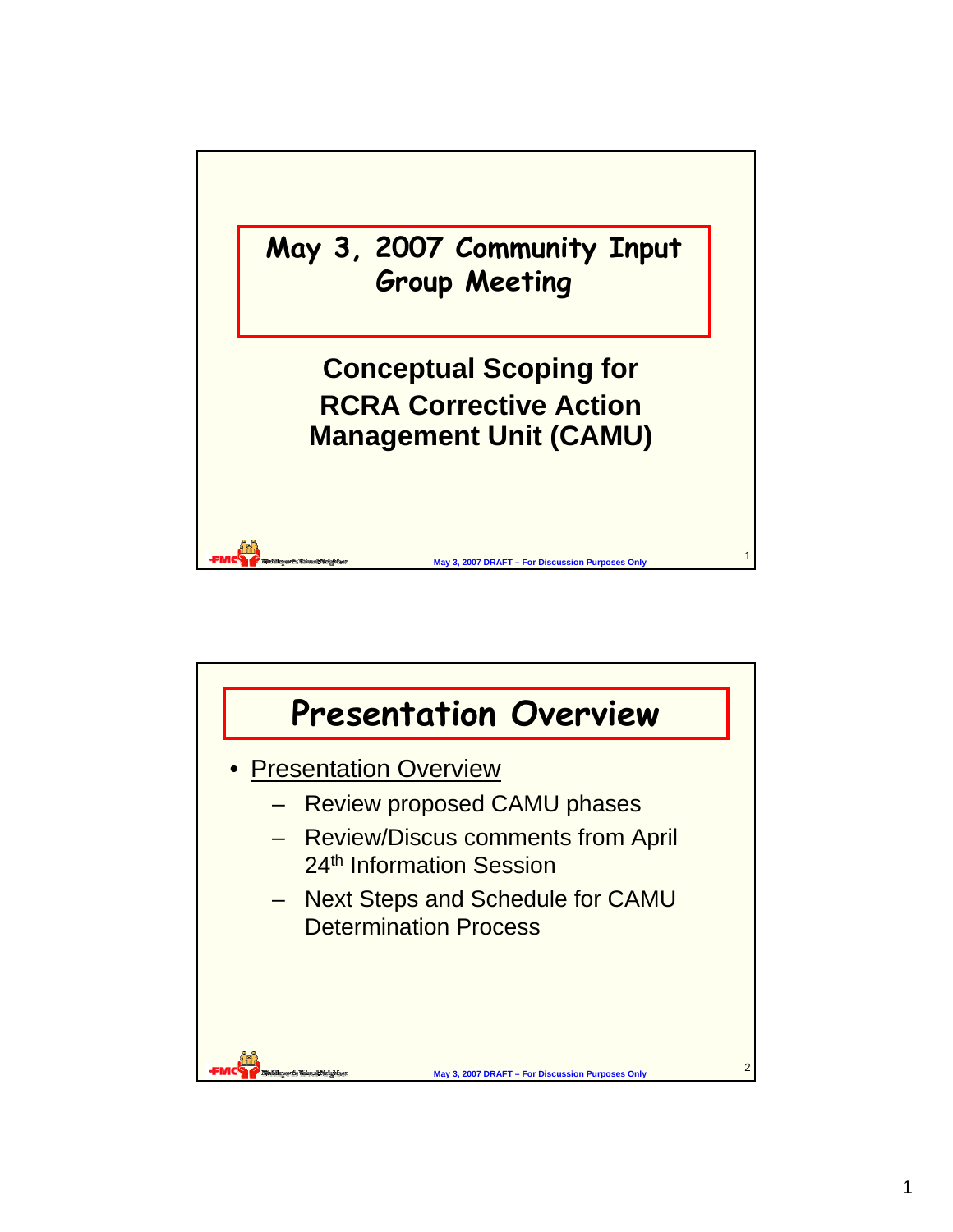# May 3, 2007 Community Input Group Meeting

## Conceptual Scoping for RCRA Corrective Action Management Unit (CAMU)

May 3, 2007 DRAFT – For Discussion Purposes Only

# Presentation Overview

- Presentation Overview
  - Review proposed CAMU phases
  - Review/Discus comments from April 24th Information Session
  - Next Steps and Schedule for CAMU Determination Process

May 3, 2007 DRAFT – For Discussion Purposes Only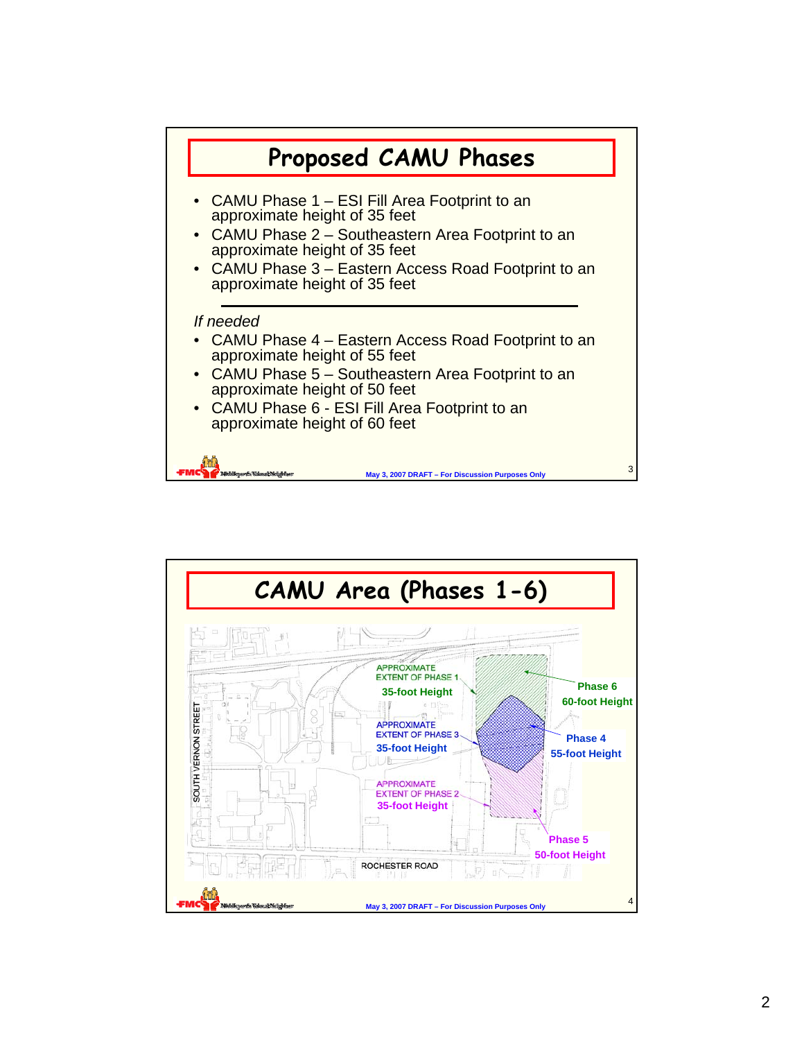## Proposed CAMU Phases

- CAMU Phase 1 – ESI Fill Area Footprint to an approximate height of 35 feet
- CAMU Phase 2 – Southeastern Area Footprint to an approximate height of 35 feet
- CAMU Phase 3 – Eastern Access Road Footprint to an approximate height of 35 feet

---

*If needed*

- CAMU Phase 4 – Eastern Access Road Footprint to an approximate height of 55 feet
- CAMU Phase 5 – Southeastern Area Footprint to an approximate height of 50 feet
- CAMU Phase 6 - ESI Fill Area Footprint to an approximate height of 60 feet

May 3, 2007 DRAFT – For Discussion Purposes Only

## CAMU Area (Phases 1-6)

APPROXIMATE EXTENT OF PHASE 1
35-foot Height

APPROXIMATE EXTENT OF PHASE 3
35-foot Height

APPROXIMATE EXTENT OF PHASE 2
35-foot Height

Phase 6
60-foot Height

Phase 4
55-foot Height

Phase 5
50-foot Height

SOUTH VERNON STREET

ROCHESTER ROAD

May 3, 2007 DRAFT – For Discussion Purposes Only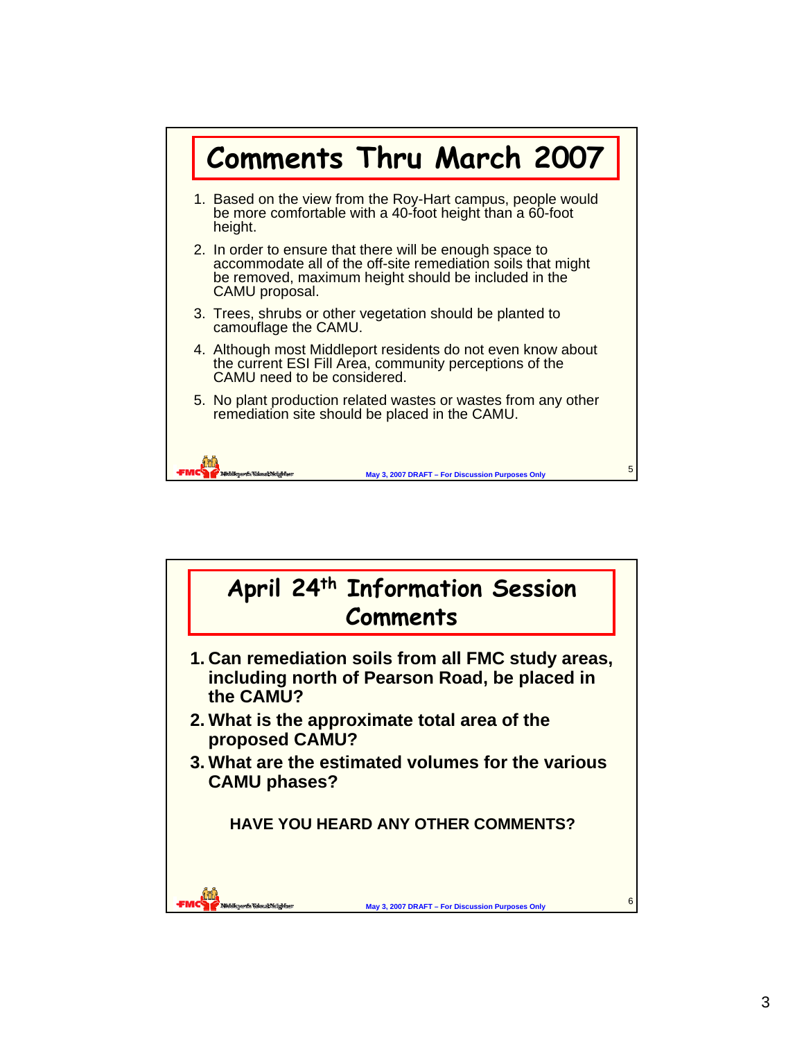# Comments Thru March 2007

1. Based on the view from the Roy-Hart campus, people would be more comfortable with a 40-foot height than a 60-foot height.
2. In order to ensure that there will be enough space to accommodate all of the off-site remediation soils that might be removed, maximum height should be included in the CAMU proposal.
3. Trees, shrubs or other vegetation should be planted to camouflage the CAMU.
4. Although most Middleport residents do not even know about the current ESI Fill Area, community perceptions of the CAMU need to be considered.
5. No plant production related wastes or wastes from any other remediation site should be placed in the CAMU.

May 3, 2007 DRAFT – For Discussion Purposes Only

# April 24th Information Session Comments

1. **Can remediation soils from all FMC study areas, including north of Pearson Road, be placed in the CAMU?**
2. **What is the approximate total area of the proposed CAMU?**
3. **What are the estimated volumes for the various CAMU phases?**

**HAVE YOU HEARD ANY OTHER COMMENTS?**

May 3, 2007 DRAFT – For Discussion Purposes Only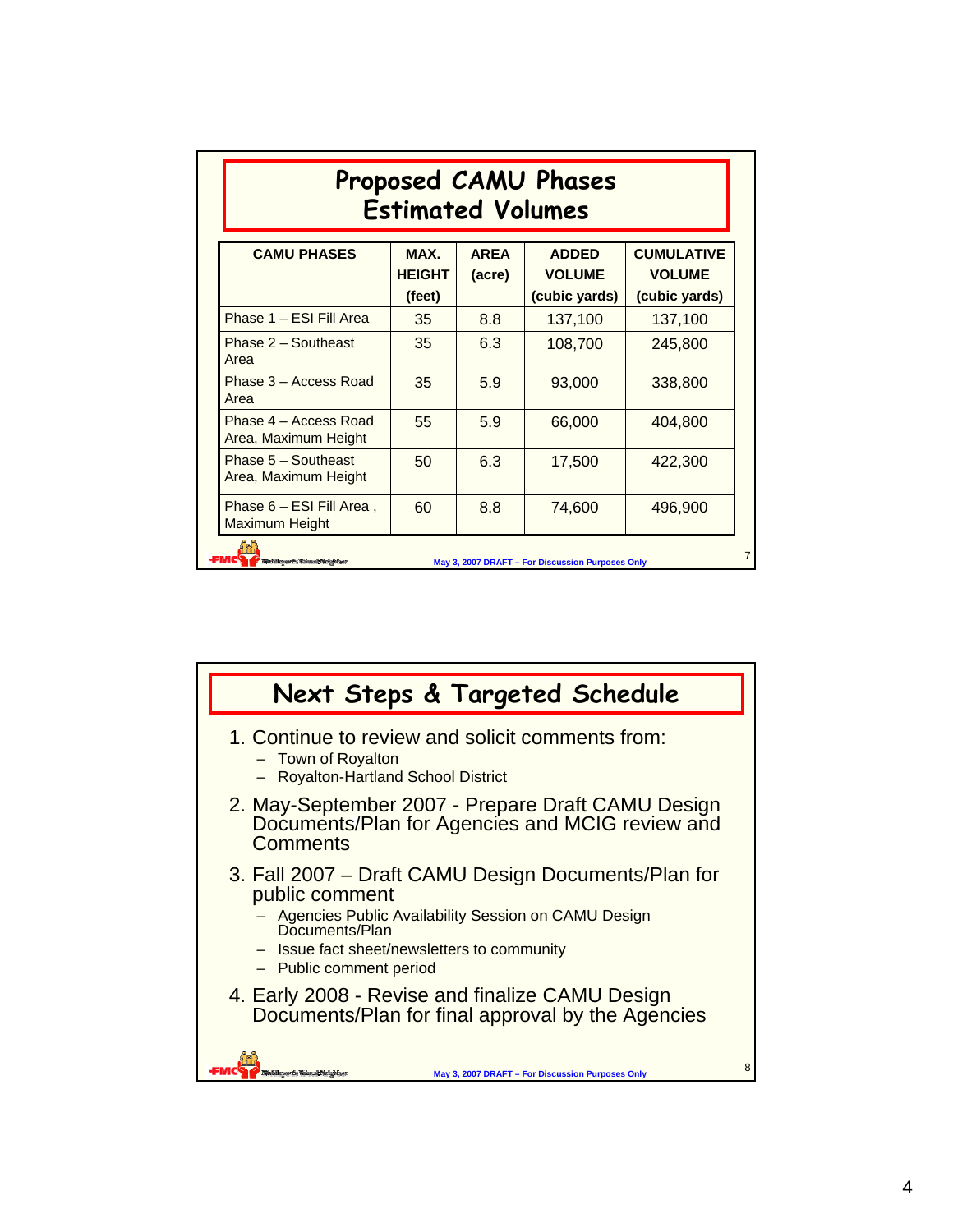## Proposed CAMU Phases Estimated Volumes

| CAMU PHASES | MAX. HEIGHT (feet) | AREA (acre) | ADDED VOLUME (cubic yards) | CUMULATIVE VOLUME (cubic yards) |
|---|---|---|---|---|
| Phase 1 – ESI Fill Area | 35 | 8.8 | 137,100 | 137,100 |
| Phase 2 – Southeast Area | 35 | 6.3 | 108,700 | 245,800 |
| Phase 3 – Access Road Area | 35 | 5.9 | 93,000 | 338,800 |
| Phase 4 – Access Road Area, Maximum Height | 55 | 5.9 | 66,000 | 404,800 |
| Phase 5 – Southeast Area, Maximum Height | 50 | 6.3 | 17,500 | 422,300 |
| Phase 6 – ESI Fill Area , Maximum Height | 60 | 8.8 | 74,600 | 496,900 |

May 3, 2007 DRAFT – For Discussion Purposes Only

## Next Steps & Targeted Schedule

1. Continue to review and solicit comments from:
   - Town of Royalton
   - Royalton-Hartland School District
2. May-September 2007 - Prepare Draft CAMU Design Documents/Plan for Agencies and MCIG review and Comments
3. Fall 2007 – Draft CAMU Design Documents/Plan for public comment
   - Agencies Public Availability Session on CAMU Design Documents/Plan
   - Issue fact sheet/newsletters to community
   - Public comment period
4. Early 2008 - Revise and finalize CAMU Design Documents/Plan for final approval by the Agencies

May 3, 2007 DRAFT – For Discussion Purposes Only